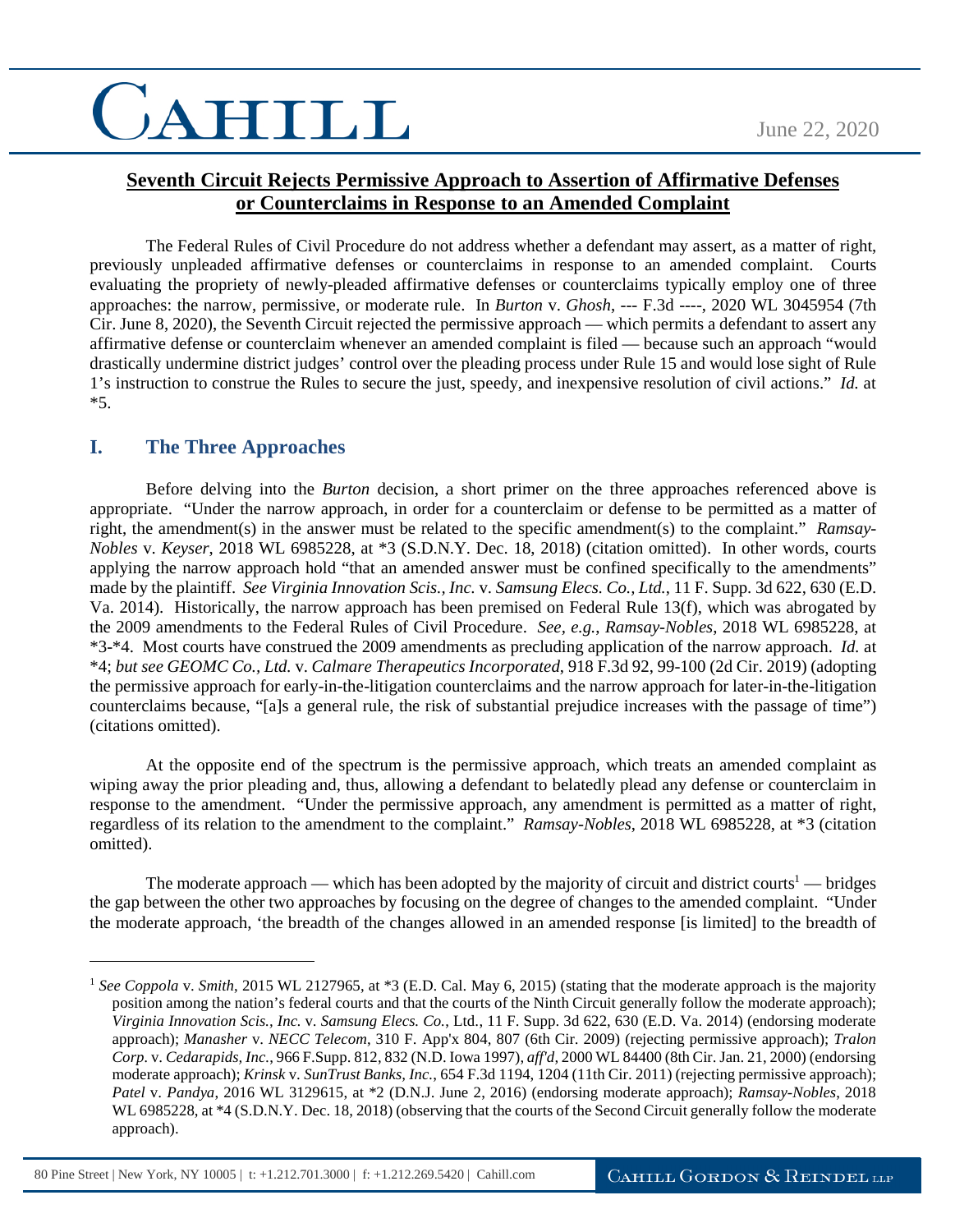June 22, 2020

## Seventh Circuit Rejects Permissive Approach to Assertion of Affirmative Defenses or Counterclaims in Response to an Amended Complaint

The Federal Rules of Civil Procedure do not address whether a defendant may assert, as a matter of right, previously unpleaded affirmative defenses or counterclaims in response to an amended complaint. Courts evaluating the propriety of newly-pleaded affirmative defenses or counterclaims typically employ one of three approaches: the narrow, permissive, or moderate rule. In *Burton* v. *Ghosh*, --- F.3d ----, 2020 WL 3045954 (7th Cir. June 8, 2020), the Seventh Circuit rejected the permissive approach — which permits a defendant to assert any affirmative defense or counterclaim whenever an amended complaint is filed — because such an approach "would drastically undermine district judges' control over the pleading process under Rule 15 and would lose sight of Rule 1's instruction to construe the Rules to secure the just, speedy, and inexpensive resolution of civil actions." *Id.* at *5.

## I. The Three Approaches

Before delving into the *Burton* decision, a short primer on the three approaches referenced above is appropriate. "Under the narrow approach, in order for a counterclaim or defense to be permitted as a matter of right, the amendment(s) in the answer must be related to the specific amendment(s) to the complaint." *Ramsay-Nobles* v. *Keyser*, 2018 WL 6985228, at *3 (S.D.N.Y. Dec. 18, 2018) (citation omitted). In other words, courts applying the narrow approach hold "that an amended answer must be confined specifically to the amendments" made by the plaintiff. *See Virginia Innovation Scis., Inc.* v. *Samsung Elecs. Co., Ltd.*, 11 F. Supp. 3d 622, 630 (E.D. Va. 2014). Historically, the narrow approach has been premised on Federal Rule 13(f), which was abrogated by the 2009 amendments to the Federal Rules of Civil Procedure. *See, e.g., Ramsay-Nobles*, 2018 WL 6985228, at *3-*4. Most courts have construed the 2009 amendments as precluding application of the narrow approach. *Id.* at *4; *but see GEOMC Co., Ltd.* v. *Calmare Therapeutics Incorporated*, 918 F.3d 92, 99-100 (2d Cir. 2019) (adopting the permissive approach for early-in-the-litigation counterclaims and the narrow approach for later-in-the-litigation counterclaims because, "[a]s a general rule, the risk of substantial prejudice increases with the passage of time") (citations omitted).

At the opposite end of the spectrum is the permissive approach, which treats an amended complaint as wiping away the prior pleading and, thus, allowing a defendant to belatedly plead any defense or counterclaim in response to the amendment. "Under the permissive approach, any amendment is permitted as a matter of right, regardless of its relation to the amendment to the complaint." *Ramsay-Nobles*, 2018 WL 6985228, at *3 (citation omitted).

The moderate approach — which has been adopted by the majority of circuit and district courts[1] — bridges the gap between the other two approaches by focusing on the degree of changes to the amended complaint. "Under the moderate approach, 'the breadth of the changes allowed in an amended response [is limited] to the breadth of

---

[1] *See Coppola* v. *Smith*, 2015 WL 2127965, at *3 (E.D. Cal. May 6, 2015) (stating that the moderate approach is the majority position among the nation's federal courts and that the courts of the Ninth Circuit generally follow the moderate approach); *Virginia Innovation Scis., Inc.* v. *Samsung Elecs. Co.*, Ltd., 11 F. Supp. 3d 622, 630 (E.D. Va. 2014) (endorsing moderate approach); *Manasher* v. *NECC Telecom*, 310 F. App'x 804, 807 (6th Cir. 2009) (rejecting permissive approach); *Tralon Corp*. v. *Cedarapids, Inc.*, 966 F.Supp. 812, 832 (N.D. Iowa 1997), *aff'd*, 2000 WL 84400 (8th Cir. Jan. 21, 2000) (endorsing moderate approach); *Krinsk* v. *SunTrust Banks, Inc.*, 654 F.3d 1194, 1204 (11th Cir. 2011) (rejecting permissive approach); *Patel* v. *Pandya*, 2016 WL 3129615, at *2 (D.N.J. June 2, 2016) (endorsing moderate approach); *Ramsay-Nobles*, 2018 WL 6985228, at *4 (S.D.N.Y. Dec. 18, 2018) (observing that the courts of the Second Circuit generally follow the moderate approach).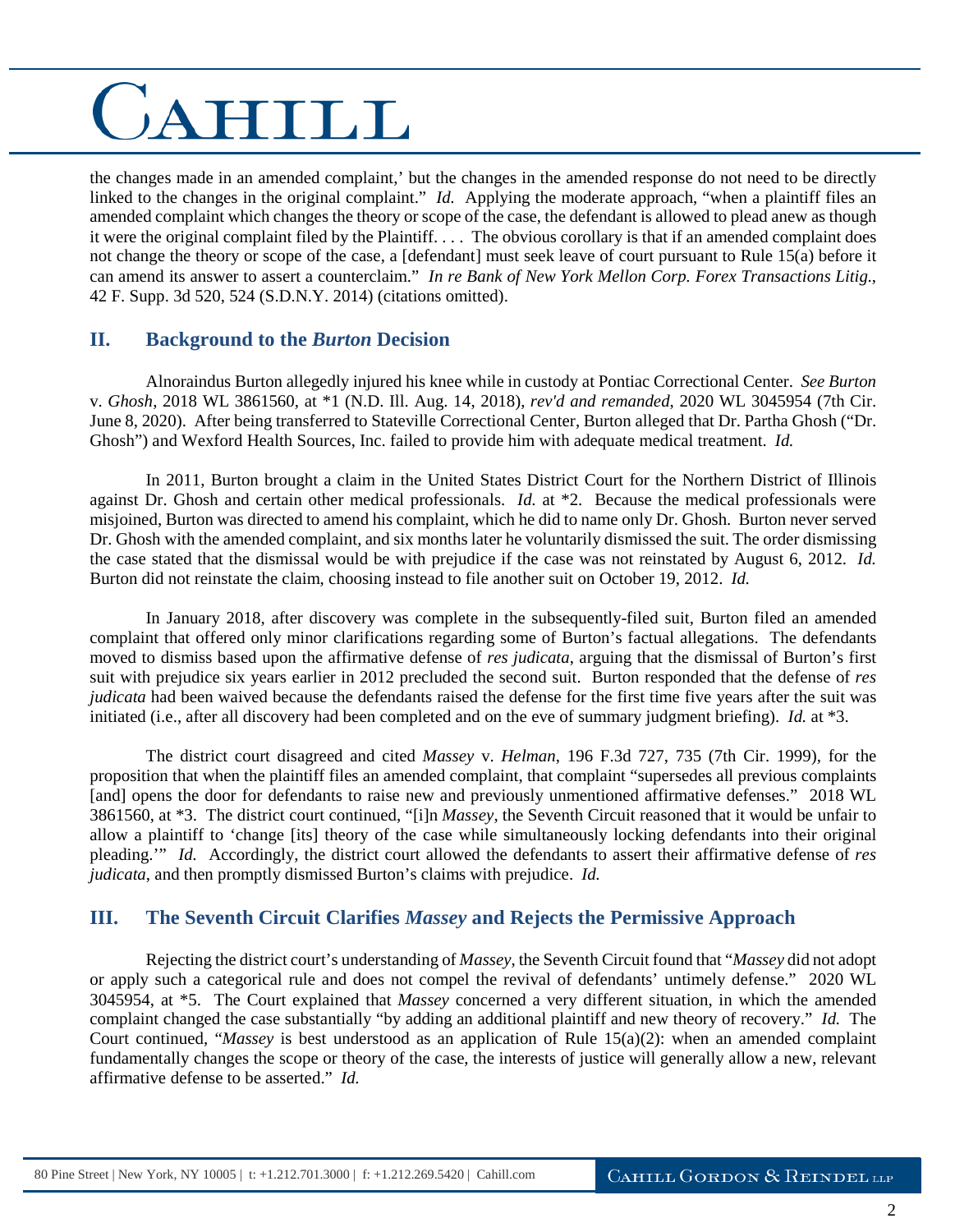the changes made in an amended complaint,' but the changes in the amended response do not need to be directly linked to the changes in the original complaint." *Id.* Applying the moderate approach, "when a plaintiff files an amended complaint which changes the theory or scope of the case, the defendant is allowed to plead anew as though it were the original complaint filed by the Plaintiff. . . . The obvious corollary is that if an amended complaint does not change the theory or scope of the case, a [defendant] must seek leave of court pursuant to Rule 15(a) before it can amend its answer to assert a counterclaim." *In re Bank of New York Mellon Corp. Forex Transactions Litig.*, 42 F. Supp. 3d 520, 524 (S.D.N.Y. 2014) (citations omitted).

## II. Background to the *Burton* Decision

Alnoraindus Burton allegedly injured his knee while in custody at Pontiac Correctional Center. *See Burton* v. *Ghosh*, 2018 WL 3861560, at *1 (N.D. Ill. Aug. 14, 2018), *rev'd and remanded*, 2020 WL 3045954 (7th Cir. June 8, 2020). After being transferred to Stateville Correctional Center, Burton alleged that Dr. Partha Ghosh ("Dr. Ghosh") and Wexford Health Sources, Inc. failed to provide him with adequate medical treatment. *Id.*

In 2011, Burton brought a claim in the United States District Court for the Northern District of Illinois against Dr. Ghosh and certain other medical professionals. *Id.* at *2. Because the medical professionals were misjoined, Burton was directed to amend his complaint, which he did to name only Dr. Ghosh. Burton never served Dr. Ghosh with the amended complaint, and six months later he voluntarily dismissed the suit. The order dismissing the case stated that the dismissal would be with prejudice if the case was not reinstated by August 6, 2012. *Id.* Burton did not reinstate the claim, choosing instead to file another suit on October 19, 2012. *Id.*

In January 2018, after discovery was complete in the subsequently-filed suit, Burton filed an amended complaint that offered only minor clarifications regarding some of Burton's factual allegations. The defendants moved to dismiss based upon the affirmative defense of *res judicata*, arguing that the dismissal of Burton's first suit with prejudice six years earlier in 2012 precluded the second suit. Burton responded that the defense of *res judicata* had been waived because the defendants raised the defense for the first time five years after the suit was initiated (i.e., after all discovery had been completed and on the eve of summary judgment briefing). *Id.* at *3.

The district court disagreed and cited *Massey* v. *Helman*, 196 F.3d 727, 735 (7th Cir. 1999), for the proposition that when the plaintiff files an amended complaint, that complaint "supersedes all previous complaints [and] opens the door for defendants to raise new and previously unmentioned affirmative defenses." 2018 WL 3861560, at *3. The district court continued, "[i]n *Massey*, the Seventh Circuit reasoned that it would be unfair to allow a plaintiff to 'change [its] theory of the case while simultaneously locking defendants into their original pleading.'" *Id.* Accordingly, the district court allowed the defendants to assert their affirmative defense of *res judicata*, and then promptly dismissed Burton's claims with prejudice. *Id.*

## III. The Seventh Circuit Clarifies *Massey* and Rejects the Permissive Approach

Rejecting the district court's understanding of *Massey*, the Seventh Circuit found that "*Massey* did not adopt or apply such a categorical rule and does not compel the revival of defendants' untimely defense." 2020 WL 3045954, at *5. The Court explained that *Massey* concerned a very different situation, in which the amended complaint changed the case substantially "by adding an additional plaintiff and new theory of recovery." *Id.* The Court continued, "*Massey* is best understood as an application of Rule 15(a)(2): when an amended complaint fundamentally changes the scope or theory of the case, the interests of justice will generally allow a new, relevant affirmative defense to be asserted." *Id.*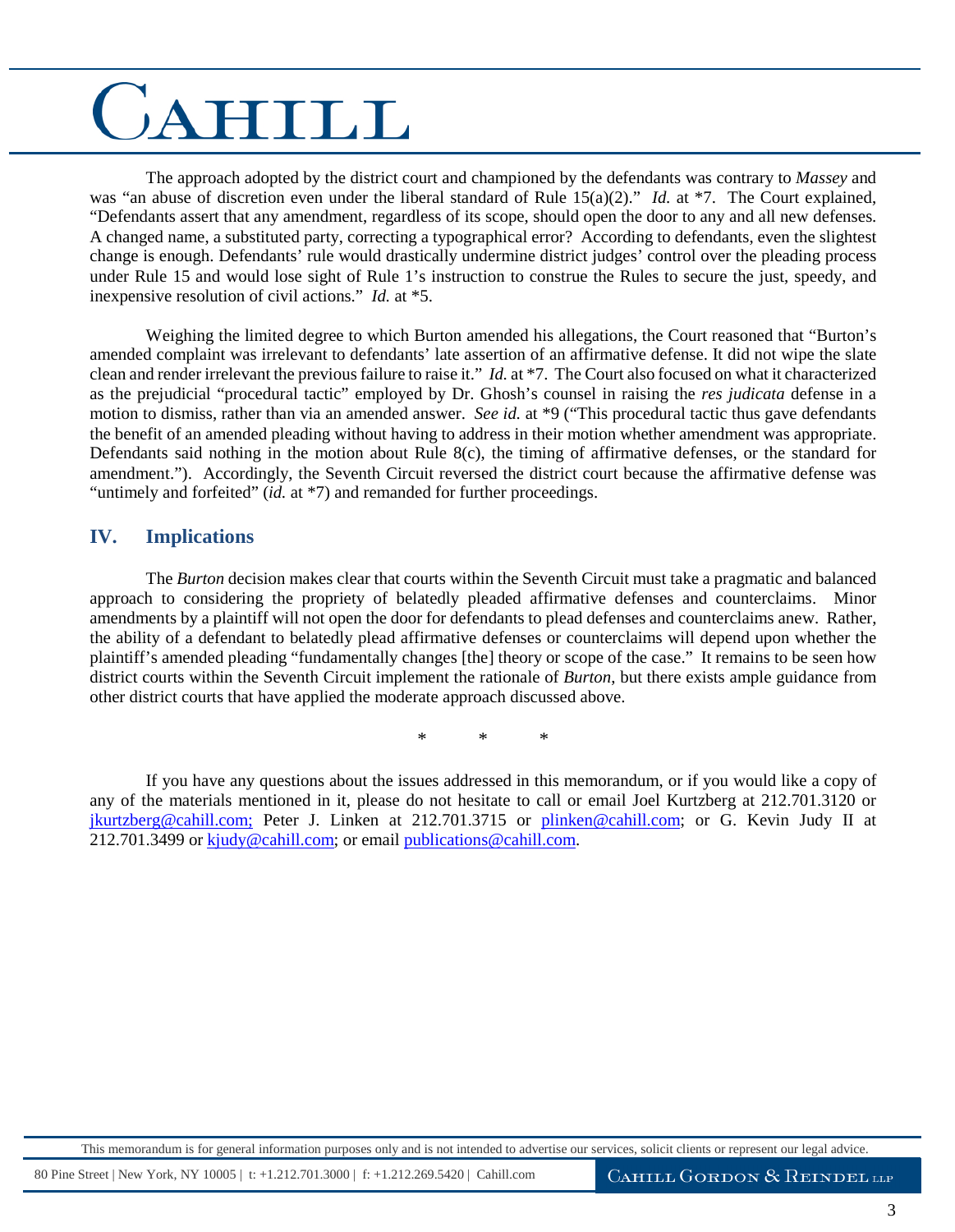The approach adopted by the district court and championed by the defendants was contrary to *Massey* and was "an abuse of discretion even under the liberal standard of Rule 15(a)(2)." *Id.* at *7. The Court explained, "Defendants assert that any amendment, regardless of its scope, should open the door to any and all new defenses. A changed name, a substituted party, correcting a typographical error? According to defendants, even the slightest change is enough. Defendants' rule would drastically undermine district judges' control over the pleading process under Rule 15 and would lose sight of Rule 1's instruction to construe the Rules to secure the just, speedy, and inexpensive resolution of civil actions." *Id.* at *5.

Weighing the limited degree to which Burton amended his allegations, the Court reasoned that "Burton's amended complaint was irrelevant to defendants' late assertion of an affirmative defense. It did not wipe the slate clean and render irrelevant the previous failure to raise it." *Id.* at *7. The Court also focused on what it characterized as the prejudicial "procedural tactic" employed by Dr. Ghosh's counsel in raising the *res judicata* defense in a motion to dismiss, rather than via an amended answer. *See id.* at *9 ("This procedural tactic thus gave defendants the benefit of an amended pleading without having to address in their motion whether amendment was appropriate. Defendants said nothing in the motion about Rule 8(c), the timing of affirmative defenses, or the standard for amendment."). Accordingly, the Seventh Circuit reversed the district court because the affirmative defense was "untimely and forfeited" (*id.* at *7) and remanded for further proceedings.

## IV. Implications

The *Burton* decision makes clear that courts within the Seventh Circuit must take a pragmatic and balanced approach to considering the propriety of belatedly pleaded affirmative defenses and counterclaims. Minor amendments by a plaintiff will not open the door for defendants to plead defenses and counterclaims anew. Rather, the ability of a defendant to belatedly plead affirmative defenses or counterclaims will depend upon whether the plaintiff's amended pleading "fundamentally changes [the] theory or scope of the case." It remains to be seen how district courts within the Seventh Circuit implement the rationale of *Burton*, but there exists ample guidance from other district courts that have applied the moderate approach discussed above.

\* \* \*

If you have any questions about the issues addressed in this memorandum, or if you would like a copy of any of the materials mentioned in it, please do not hesitate to call or email Joel Kurtzberg at 212.701.3120 or jkurtzberg@cahill.com; Peter J. Linken at 212.701.3715 or plinken@cahill.com; or G. Kevin Judy II at 212.701.3499 or kjudy@cahill.com; or email publications@cahill.com.

This memorandum is for general information purposes only and is not intended to advertise our services, solicit clients or represent our legal advice.